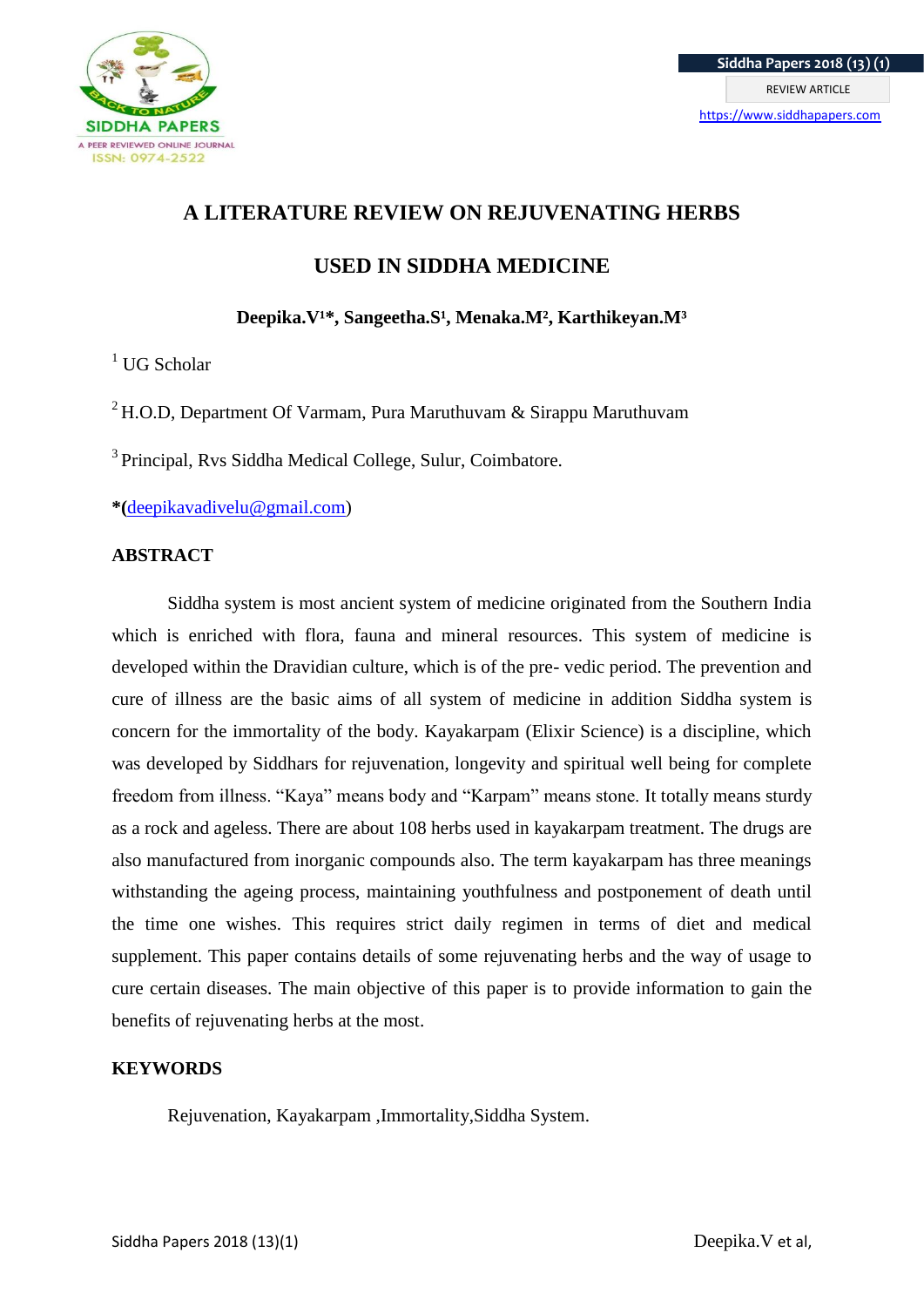# A LITERATURE REVIEW ON REJUVENATING HERBS USED IN SIDDHA MEDICINE

**Deepika.V[1]*, Sangeetha.S[1], Menaka.M[2], Karthikeyan.M[3]**

[1] UG Scholar

[2] H.O.D, Department Of Varmam, Pura Maruthuvam & Sirappu Maruthuvam

[3] Principal, Rvs Siddha Medical College, Sulur, Coimbatore.

***(**deepikavadivelu@gmail.com)

## ABSTRACT

Siddha system is most ancient system of medicine originated from the Southern India which is enriched with flora, fauna and mineral resources. This system of medicine is developed within the Dravidian culture, which is of the pre- vedic period. The prevention and cure of illness are the basic aims of all system of medicine in addition Siddha system is concern for the immortality of the body. Kayakarpam (Elixir Science) is a discipline, which was developed by Siddhars for rejuvenation, longevity and spiritual well being for complete freedom from illness. "Kaya" means body and "Karpam" means stone. It totally means sturdy as a rock and ageless. There are about 108 herbs used in kayakarpam treatment. The drugs are also manufactured from inorganic compounds also. The term kayakarpam has three meanings withstanding the ageing process, maintaining youthfulness and postponement of death until the time one wishes. This requires strict daily regimen in terms of diet and medical supplement. This paper contains details of some rejuvenating herbs and the way of usage to cure certain diseases. The main objective of this paper is to provide information to gain the benefits of rejuvenating herbs at the most.

## KEYWORDS

Rejuvenation, Kayakarpam ,Immortality,Siddha System.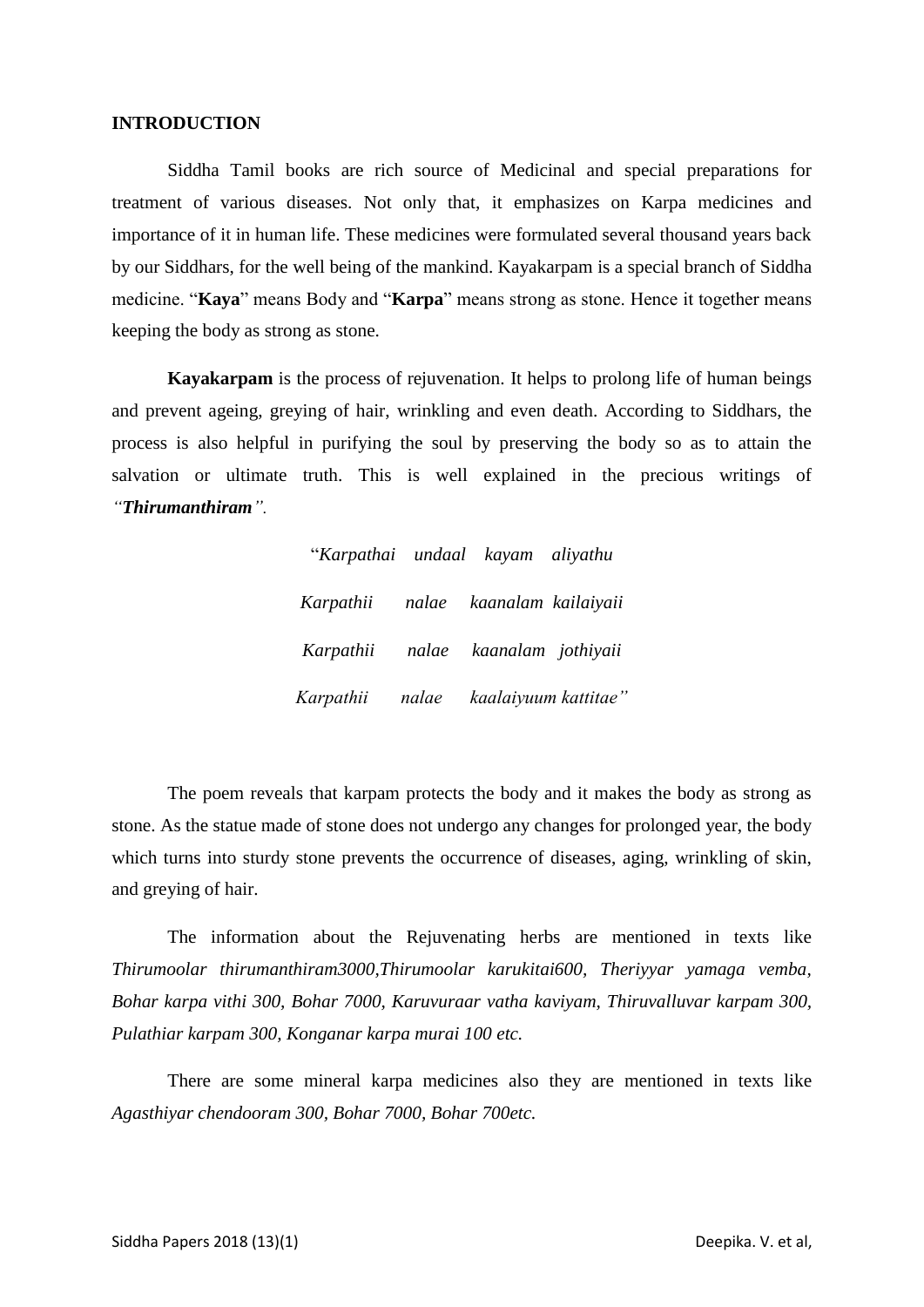## INTRODUCTION

Siddha Tamil books are rich source of Medicinal and special preparations for treatment of various diseases. Not only that, it emphasizes on Karpa medicines and importance of it in human life. These medicines were formulated several thousand years back by our Siddhars, for the well being of the mankind. Kayakarpam is a special branch of Siddha medicine. "**Kaya**" means Body and "**Karpa**" means strong as stone. Hence it together means keeping the body as strong as stone.

**Kayakarpam** is the process of rejuvenation. It helps to prolong life of human beings and prevent ageing, greying of hair, wrinkling and even death. According to Siddhars, the process is also helpful in purifying the soul by preserving the body so as to attain the salvation or ultimate truth. This is well explained in the precious writings of *"**Thirumanthiram**".*

"*Karpathai undaal kayam aliyathu*
*Karpathii nalae kaanalam kailaiyaii*
*Karpathii nalae kaanalam jothiyaii*
*Karpathii nalae kaalaiyuum kattitae"*

The poem reveals that karpam protects the body and it makes the body as strong as stone. As the statue made of stone does not undergo any changes for prolonged year, the body which turns into sturdy stone prevents the occurrence of diseases, aging, wrinkling of skin, and greying of hair.

The information about the Rejuvenating herbs are mentioned in texts like *Thirumoolar thirumanthiram3000,Thirumoolar karukitai600, Theriyyar yamaga vemba, Bohar karpa vithi 300, Bohar 7000, Karuvuraar vatha kaviyam, Thiruvalluvar karpam 300, Pulathiar karpam 300, Konganar karpa murai 100 etc.*

There are some mineral karpa medicines also they are mentioned in texts like *Agasthiyar chendooram 300, Bohar 7000, Bohar 700etc.*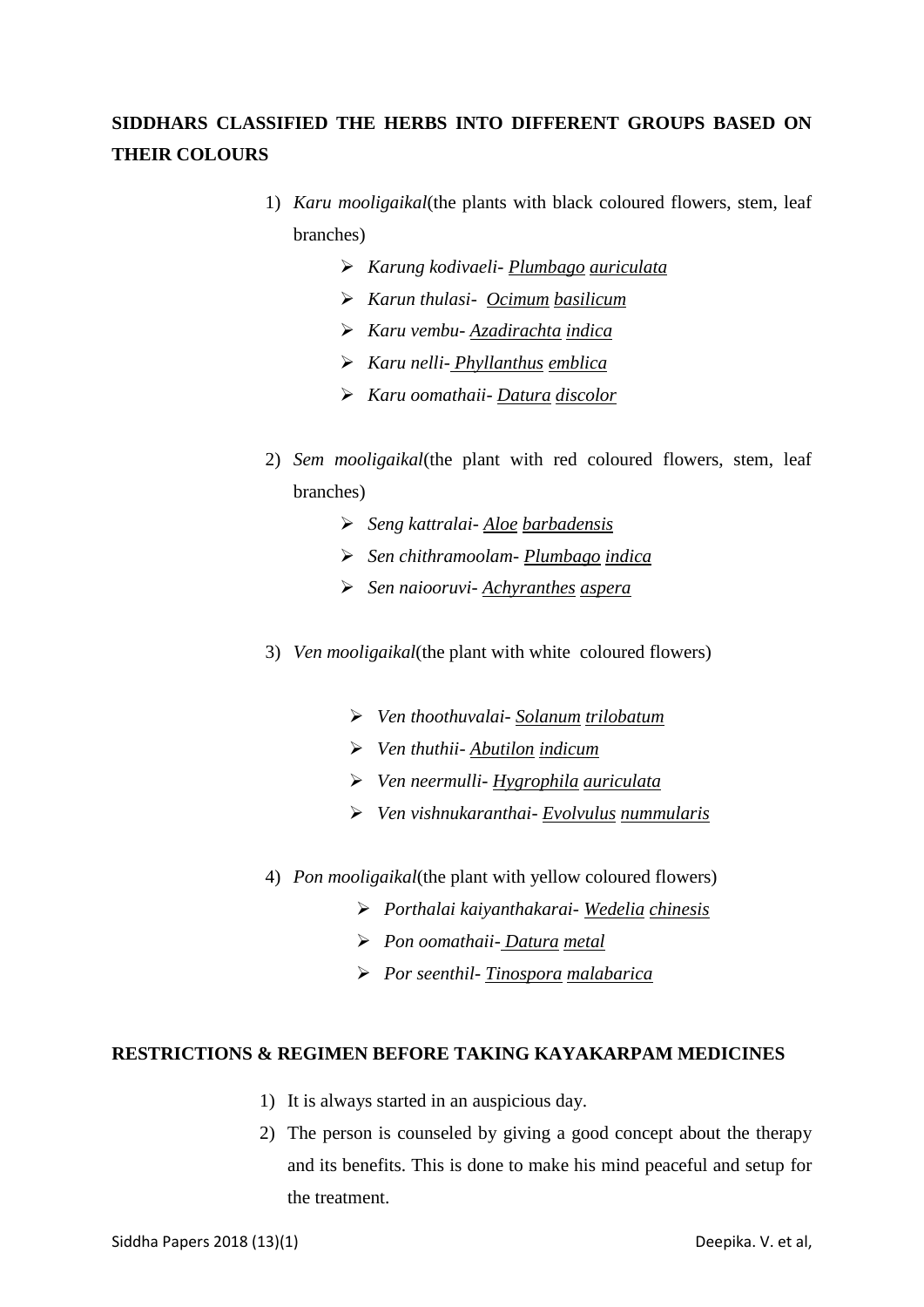## SIDDHARS CLASSIFIED THE HERBS INTO DIFFERENT GROUPS BASED ON THEIR COLOURS

1) *Karu mooligaikal*(the plants with black coloured flowers, stem, leaf branches)
   - *Karung kodivaeli- Plumbago auriculata*
   - *Karun thulasi- Ocimum basilicum*
   - *Karu vembu- Azadirachta indica*
   - *Karu nelli- Phyllanthus emblica*
   - *Karu oomathaii- Datura discolor*

2) *Sem mooligaikal*(the plant with red coloured flowers, stem, leaf branches)
   - *Seng kattralai- Aloe barbadensis*
   - *Sen chithramoolam- Plumbago indica*
   - *Sen naiooruvi- Achyranthes aspera*

3) *Ven mooligaikal*(the plant with white coloured flowers)
   - *Ven thoothuvalai- Solanum trilobatum*
   - *Ven thuthii- Abutilon indicum*
   - *Ven neermulli- Hygrophila auriculata*
   - *Ven vishnukaranthai- Evolvulus nummularis*

4) *Pon mooligaikal*(the plant with yellow coloured flowers)
   - *Porthalai kaiyanthakarai- Wedelia chinesis*
   - *Pon oomathaii- Datura metal*
   - *Por seenthil- Tinospora malabarica*

## RESTRICTIONS & REGIMEN BEFORE TAKING KAYAKARPAM MEDICINES

1) It is always started in an auspicious day.
2) The person is counseled by giving a good concept about the therapy and its benefits. This is done to make his mind peaceful and setup for the treatment.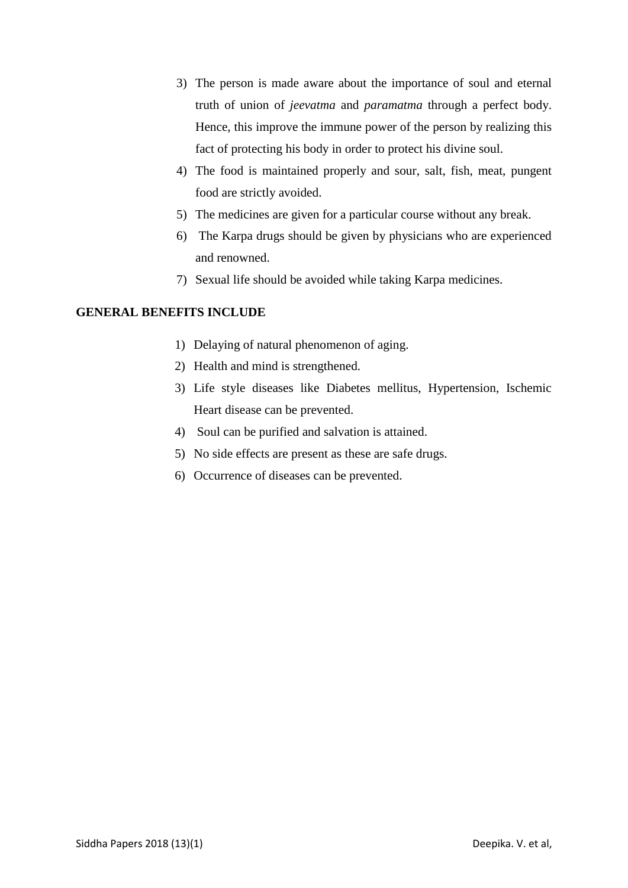3) The person is made aware about the importance of soul and eternal truth of union of *jeevatma* and *paramatma* through a perfect body. Hence, this improve the immune power of the person by realizing this fact of protecting his body in order to protect his divine soul.
4) The food is maintained properly and sour, salt, fish, meat, pungent food are strictly avoided.
5) The medicines are given for a particular course without any break.
6) The Karpa drugs should be given by physicians who are experienced and renowned.
7) Sexual life should be avoided while taking Karpa medicines.

**GENERAL BENEFITS INCLUDE**

1) Delaying of natural phenomenon of aging.
2) Health and mind is strengthened.
3) Life style diseases like Diabetes mellitus, Hypertension, Ischemic Heart disease can be prevented.
4) Soul can be purified and salvation is attained.
5) No side effects are present as these are safe drugs.
6) Occurrence of diseases can be prevented.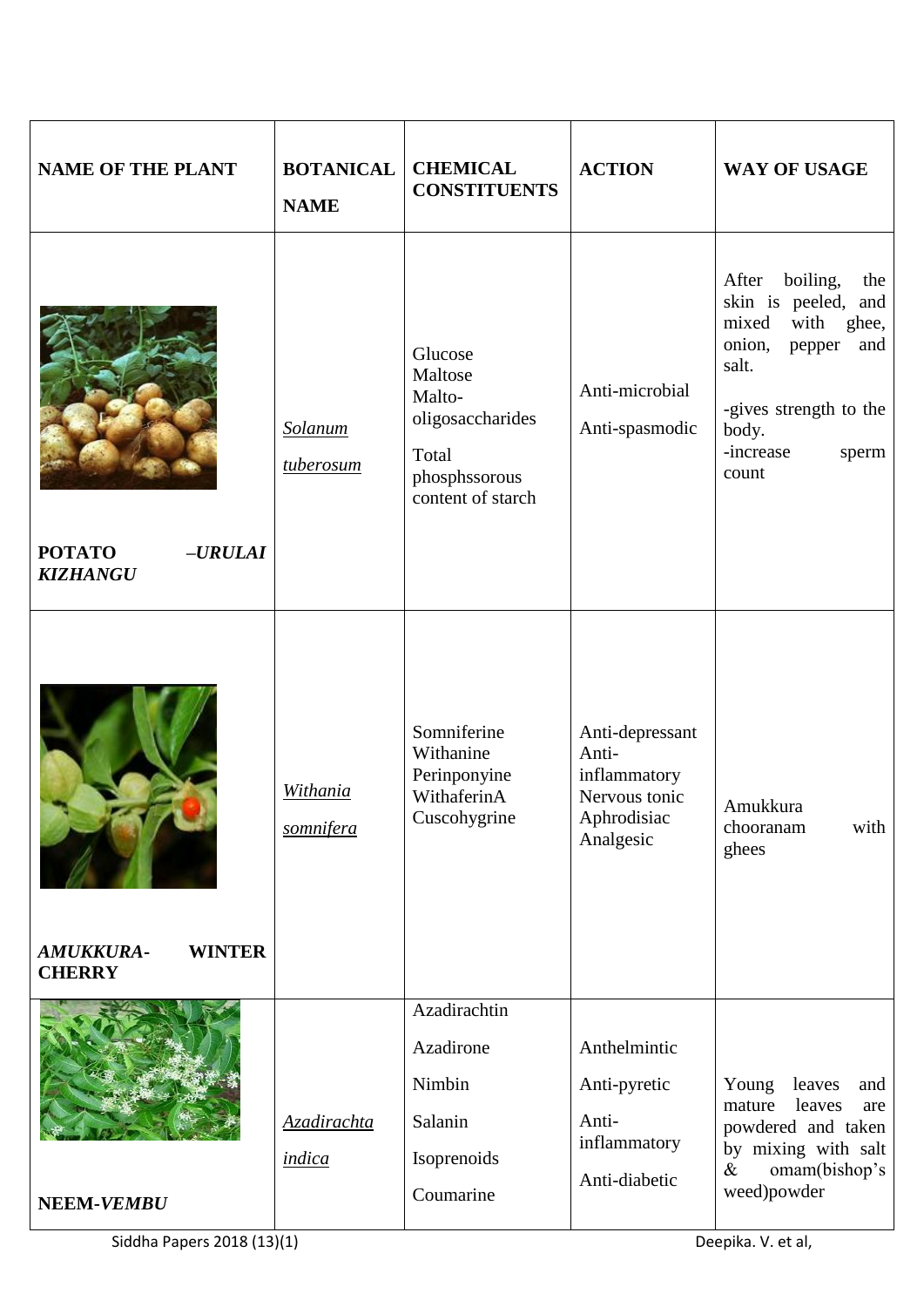| NAME OF THE PLANT | BOTANICAL NAME | CHEMICAL CONSTITUENTS | ACTION | WAY OF USAGE |
|---|---|---|---|---|
| **POTATO –*URULAI KIZHANGU*** | *Solanum tuberosum* | Glucose<br>Maltose<br>Malto-oligosaccharides<br>Total phosphssorous content of starch | Anti-microbial<br>Anti-spasmodic | After boiling, the skin is peeled, and mixed with ghee, onion, pepper and salt.<br>-gives strength to the body.<br>-increase sperm count |
| ***AMUKKURA*- WINTER CHERRY** | *Withania somnifera* | Somniferine<br>Withanine<br>Perinponyine<br>WithaferinA<br>Cuscohygrine | Anti-depressant<br>Anti-inflammatory<br>Nervous tonic<br>Aphrodisiac<br>Analgesic | Amukkura chooranam with ghees |
| **NEEM-*VEMBU*** | *Azadirachta indica* | Azadirachtin<br>Azadirone<br>Nimbin<br>Salanin<br>Isoprenoids<br>Coumarine | Anthelmintic<br>Anti-pyretic<br>Anti-inflammatory<br>Anti-diabetic | Young leaves and mature leaves are powdered and taken by mixing with salt & omam(bishop's weed)powder |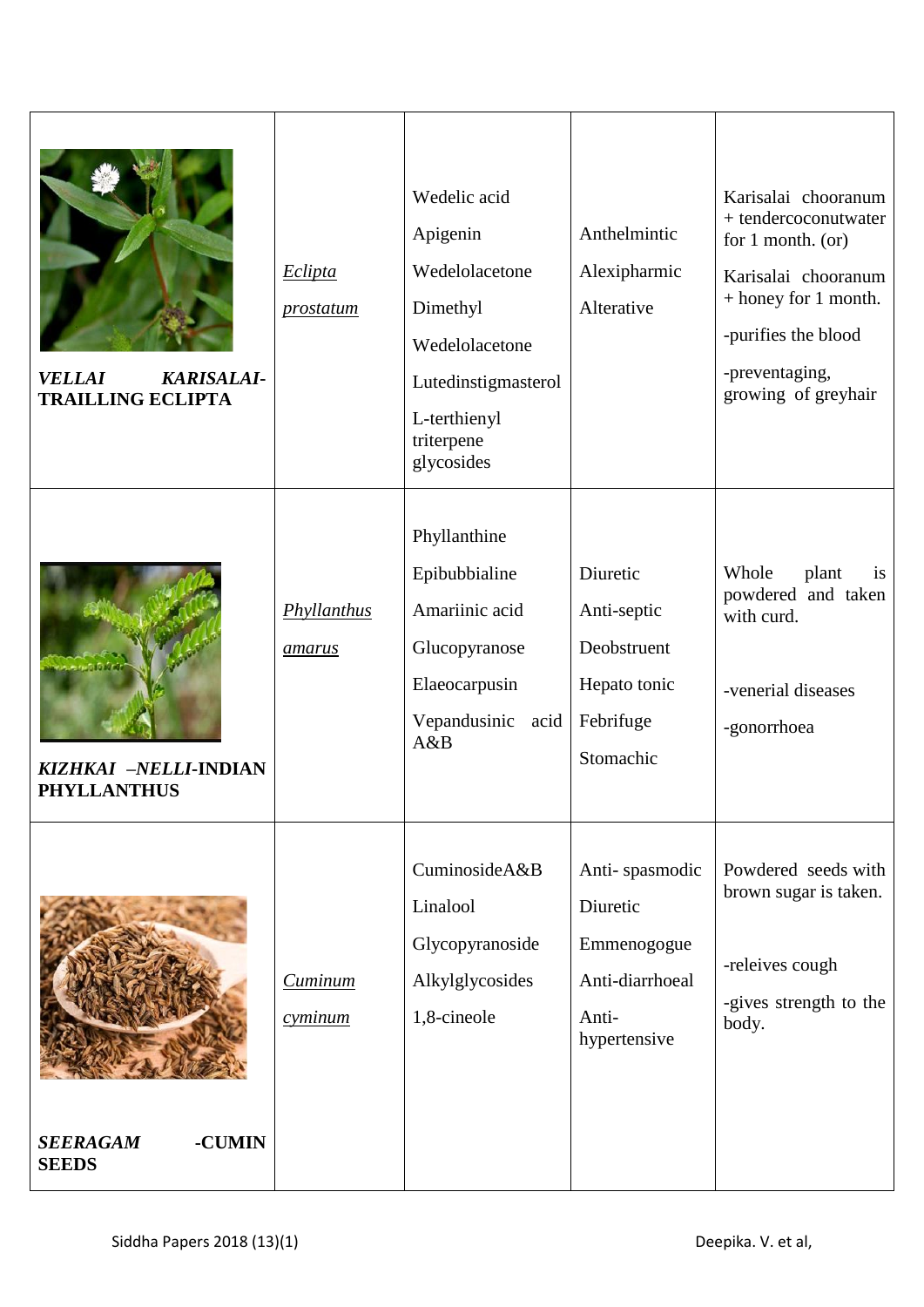| | | | | |
|---|---|---|---|---|
| ***VELLAI KARISALAI*-TRAILLING ECLIPTA** | *Eclipta prostatum* | Wedelic acid<br>Apigenin<br>Wedelolacetone<br>Dimethyl<br>Wedelolacetone<br>Lutedinstigmasterol<br>L-terthienyl triterpene glycosides | Anthelmintic<br>Alexipharmic<br>Alterative | Karisalai chooranum + tendercoconutwater for 1 month. (or)<br>Karisalai chooranum + honey for 1 month.<br>-purifies the blood<br>-preventaging, growing of greyhair |
| ***KIZHKAI –NELLI*-INDIAN PHYLLANTHUS** | *Phyllanthus amarus* | Phyllanthine<br>Epibubbialine<br>Amariinic acid<br>Glucopyranose<br>Elaeocarpusin<br>Vepandusinic acid A&B | Diuretic<br>Anti-septic<br>Deobstruent<br>Hepato tonic<br>Febrifuge<br>Stomachic | Whole plant is powdered and taken with curd.<br>-venerial diseases<br>-gonorrhoea |
| ***SEERAGAM* -CUMIN SEEDS** | *Cuminum cyminum* | CuminosideA&B<br>Linalool<br>Glycopyranoside<br>Alkylglycosides<br>1,8-cineole | Anti- spasmodic<br>Diuretic<br>Emmenogogue<br>Anti-diarrhoeal<br>Anti-hypertensive | Powdered seeds with brown sugar is taken.<br>-releives cough<br>-gives strength to the body. |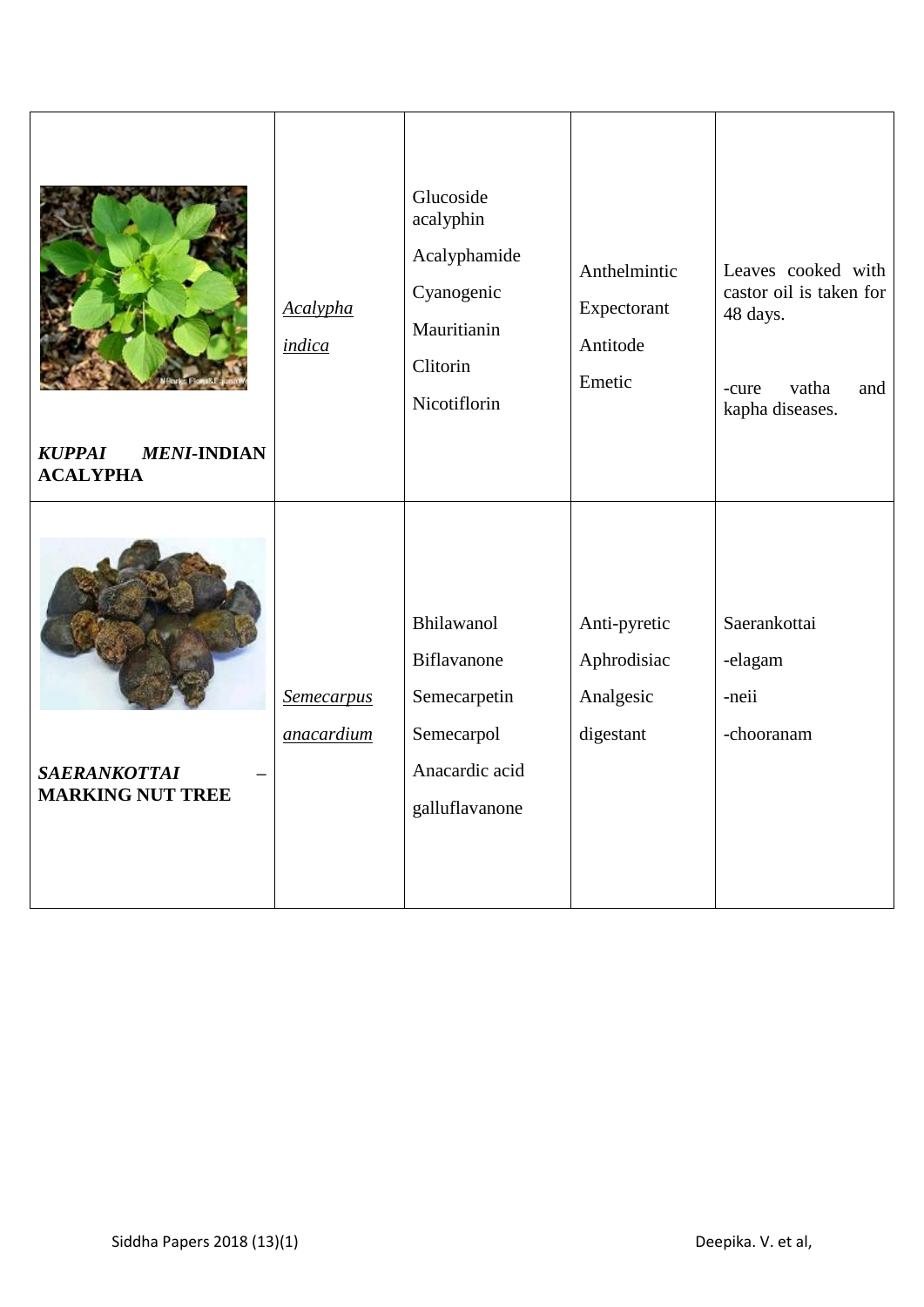| | | | | |
|---|---|---|---|---|
| ***KUPPAI MENI*-INDIAN ACALYPHA** | *Acalypha indica* | Glucoside acalyphin<br>Acalyphamide<br>Cyanogenic<br>Mauritianin<br>Clitorin<br>Nicotiflorin | Anthelmintic<br>Expectorant<br>Antitode<br>Emetic | Leaves cooked with castor oil is taken for 48 days.<br><br>-cure vatha and kapha diseases. |
| ***SAERANKOTTAI* – MARKING NUT TREE** | *Semecarpus anacardium* | Bhilawanol<br>Biflavanone<br>Semecarpetin<br>Semecarpol<br>Anacardic acid<br>galluflavanone | Anti-pyretic<br>Aphrodisiac<br>Analgesic<br>digestant | Saerankottai<br>-elagam<br>-neii<br>-chooranam |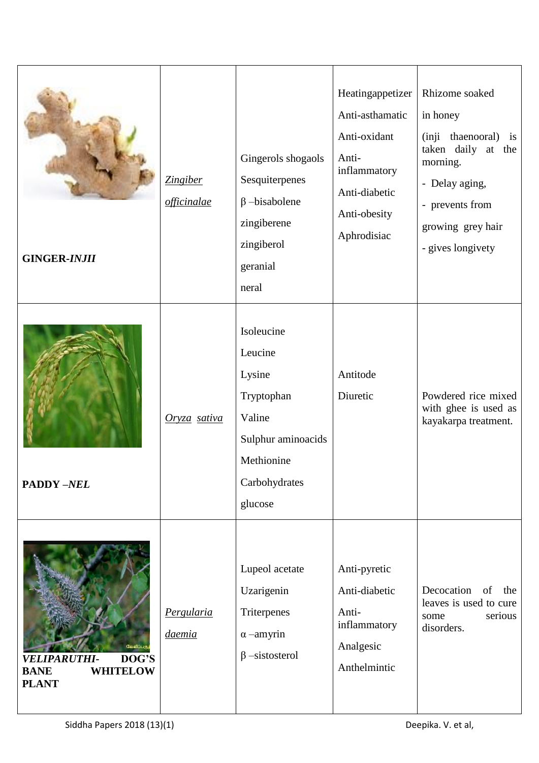| | | | | |
|---|---|---|---|---|
| **GINGER-*INJII*** | Zingiber officinalae | Gingerols shogaols<br>Sesquiterpenes<br>β –bisabolene<br>zingiberene<br>zingiberol<br>geranial<br>neral | Heatingappetizer<br>Anti-asthamatic<br>Anti-oxidant<br>Anti-inflammatory<br>Anti-diabetic<br>Anti-obesity<br>Aphrodisiac | Rhizome soaked in honey (inji thaenooral) is taken daily at the morning.<br>- Delay aging,<br>- prevents from growing grey hair<br>- gives longivety |
| **PADDY –*NEL*** | Oryza sativa | Isoleucine<br>Leucine<br>Lysine<br>Tryptophan<br>Valine<br>Sulphur aminoacids<br>Methionine<br>Carbohydrates<br>glucose | Antitode<br>Diuretic | Powdered rice mixed with ghee is used as kayakarpa treatment. |
| ***VELIPARUTHI*- DOG'S BANE WHITELOW PLANT** | Pergularia daemia | Lupeol acetate<br>Uzarigenin<br>Triterpenes<br>α –amyrin<br>β –sistosterol | Anti-pyretic<br>Anti-diabetic<br>Anti-inflammatory<br>Analgesic<br>Anthelmintic | Decocation of the leaves is used to cure some serious disorders. |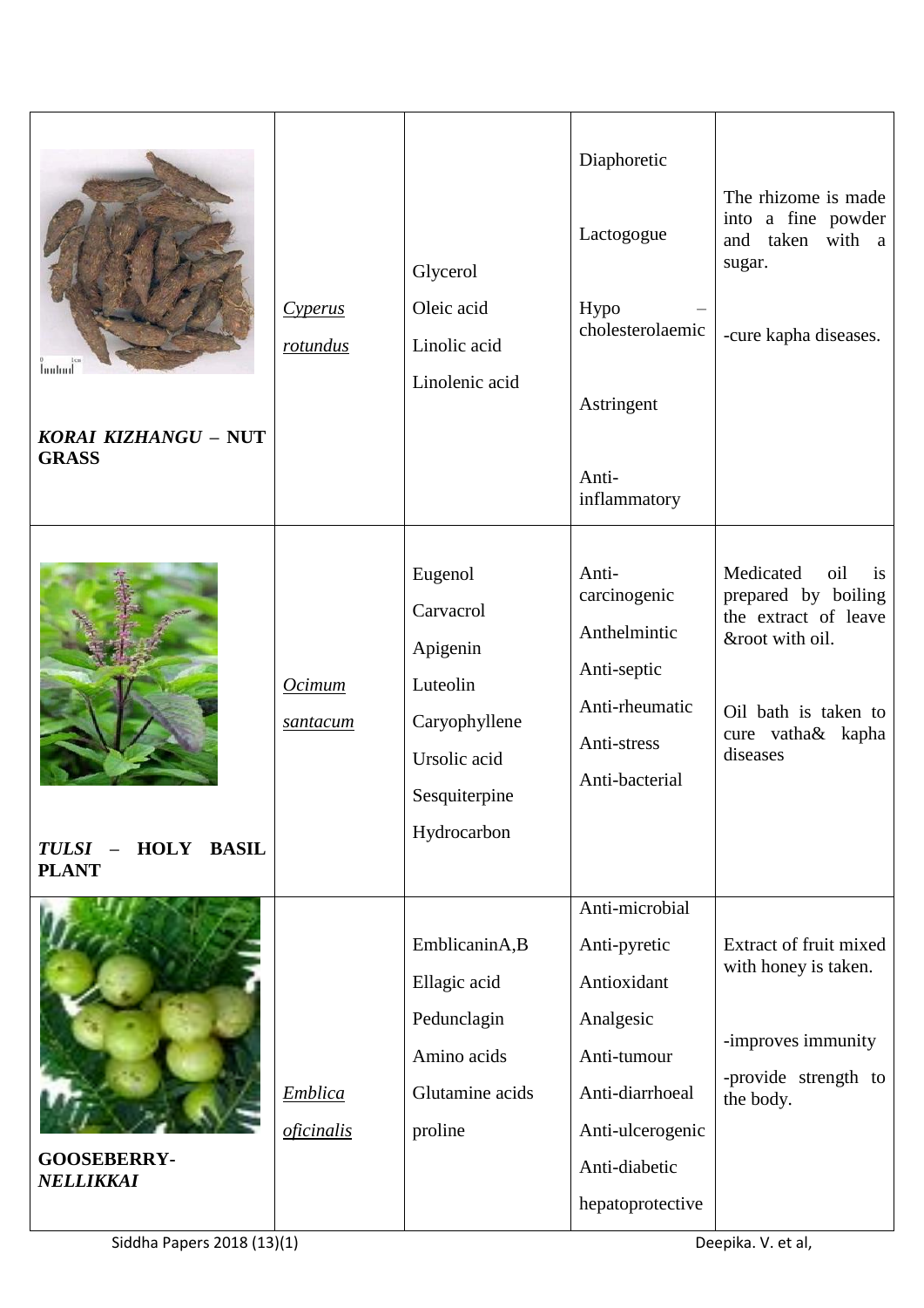| | | | | |
|---|---|---|---|---|
| ***KORAI KIZHANGU* – NUT GRASS** | *Cyperus rotundus* | Glycerol<br>Oleic acid<br>Linolic acid<br>Linolenic acid | Diaphoretic<br>Lactogogue<br>Hypo – cholesterolaemic<br>Astringent<br>Anti-inflammatory | The rhizome is made into a fine powder and taken with a sugar.<br>-cure kapha diseases. |
| ***TULSI* – HOLY BASIL PLANT** | *Ocimum santacum* | Eugenol<br>Carvacrol<br>Apigenin<br>Luteolin<br>Caryophyllene<br>Ursolic acid<br>Sesquiterpine<br>Hydrocarbon | Anti-carcinogenic<br>Anthelmintic<br>Anti-septic<br>Anti-rheumatic<br>Anti-stress<br>Anti-bacterial | Medicated oil is prepared by boiling the extract of leave &root with oil.<br>Oil bath is taken to cure vatha& kapha diseases |
| **GOOSEBERRY-*NELLIKKAI*** | *Emblica oficinalis* | EmblicaninA,B<br>Ellagic acid<br>Pedunclagin<br>Amino acids<br>Glutamine acids<br>proline | Anti-microbial<br>Anti-pyretic<br>Antioxidant<br>Analgesic<br>Anti-tumour<br>Anti-diarrhoeal<br>Anti-ulcerogenic<br>Anti-diabetic<br>hepatoprotective | Extract of fruit mixed with honey is taken.<br>-improves immunity<br>-provide strength to the body. |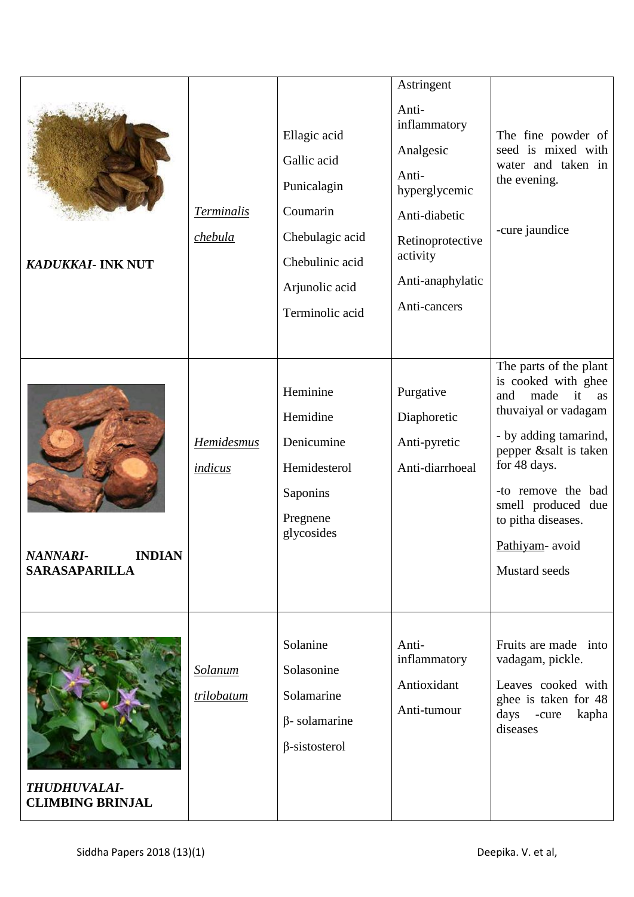| | | | | |
|---|---|---|---|---|
| ***KADUKKAI*- INK NUT** | <u>*Terminalis chebula*</u> | Ellagic acid<br>Gallic acid<br>Punicalagin<br>Coumarin<br>Chebulagic acid<br>Chebulinic acid<br>Arjunolic acid<br>Terminolic acid | Astringent<br>Anti-inflammatory<br>Analgesic<br>Anti-hyperglycemic<br>Anti-diabetic<br>Retinoprotective activity<br>Anti-anaphylatic<br>Anti-cancers | The fine powder of seed is mixed with water and taken in the evening.<br><br>-cure jaundice |
| ***NANNARI*- INDIAN SARASAPARILLA** | <u>*Hemidesmus indicus*</u> | Heminine<br>Hemidine<br>Denicumine<br>Hemidesterol<br>Saponins<br>Pregnene glycosides | Purgative<br>Diaphoretic<br>Anti-pyretic<br>Anti-diarrhoeal | The parts of the plant is cooked with ghee and made it as thuvaiyal or vadagam<br>- by adding tamarind, pepper &salt is taken for 48 days.<br>-to remove the bad smell produced due to pitha diseases.<br><u>Pathiyam</u>- avoid<br>Mustard seeds |
| ***THUDHUVALAI*- CLIMBING BRINJAL** | <u>*Solanum trilobatum*</u> | Solanine<br>Solasonine<br>Solamarine<br>β- solamarine<br>β-sistosterol | Anti-inflammatory<br>Antioxidant<br>Anti-tumour | Fruits are made into vadagam, pickle.<br>Leaves cooked with ghee is taken for 48 days -cure kapha diseases |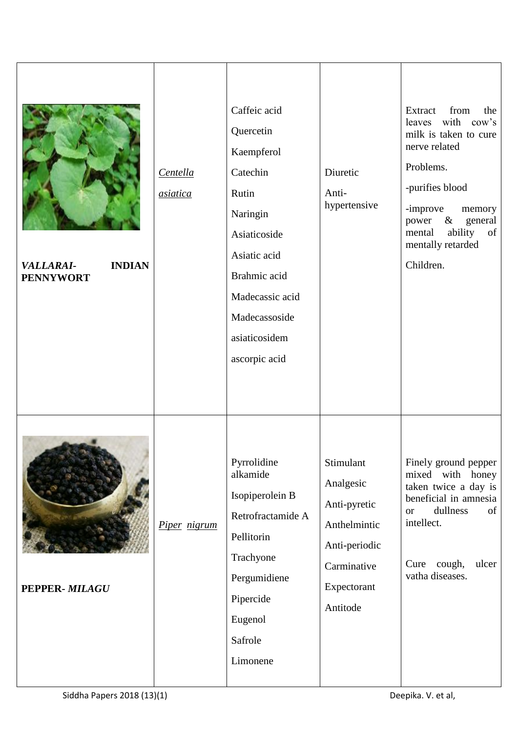| | | | | |
|---|---|---|---|---|
| ***VALLARAI-*** **INDIAN PENNYWORT** | *Centella asiatica* | Caffeic acid<br>Quercetin<br>Kaempferol<br>Catechin<br>Rutin<br>Naringin<br>Asiaticoside<br>Asiatic acid<br>Brahmic acid<br>Madecassic acid<br>Madecassoside<br>asiaticosidem<br>ascorpic acid | Diuretic<br>Anti-hypertensive | Extract from the leaves with cow's milk is taken to cure nerve related<br>Problems.<br>-purifies blood<br>-improve memory power & general mental ability of mentally retarded<br>Children. |
| **PEPPER-** ***MILAGU*** | *Piper nigrum* | Pyrrolidine alkamide<br>Isopiperolein B<br>Retrofractamide A<br>Pellitorin<br>Trachyone<br>Pergumidiene<br>Pipercide<br>Eugenol<br>Safrole<br>Limonene | Stimulant<br>Analgesic<br>Anti-pyretic<br>Anthelmintic<br>Anti-periodic<br>Carminative<br>Expectorant<br>Antitode | Finely ground pepper mixed with honey taken twice a day is beneficial in amnesia or dullness of intellect.<br>Cure cough, ulcer vatha diseases. |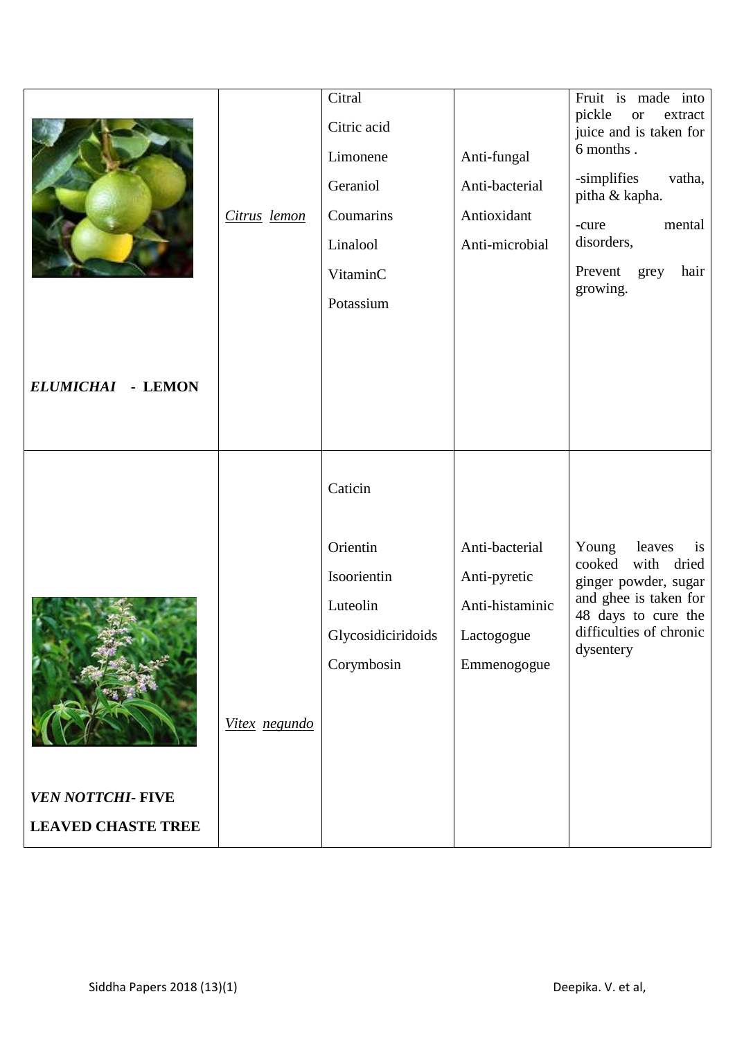| | | | | |
|---|---|---|---|---|
| ***ELUMICHAI* - LEMON** | *Citrus lemon* | Citral<br>Citric acid<br>Limonene<br>Geraniol<br>Coumarins<br>Linalool<br>VitaminC<br>Potassium | Anti-fungal<br>Anti-bacterial<br>Antioxidant<br>Anti-microbial | Fruit is made into pickle or extract juice and is taken for 6 months .<br>-simplifies vatha, pitha & kapha.<br>-cure mental disorders,<br>Prevent grey hair growing. |
| ***VEN NOTTCHI*- FIVE LEAVED CHASTE TREE** | *Vitex negundo* | Caticin<br>Orientin<br>Isoorientin<br>Luteolin<br>Glycosidiciridoids<br>Corymbosin | Anti-bacterial<br>Anti-pyretic<br>Anti-histaminic<br>Lactogogue<br>Emmenogogue | Young leaves is cooked with dried ginger powder, sugar and ghee is taken for 48 days to cure the difficulties of chronic dysentery |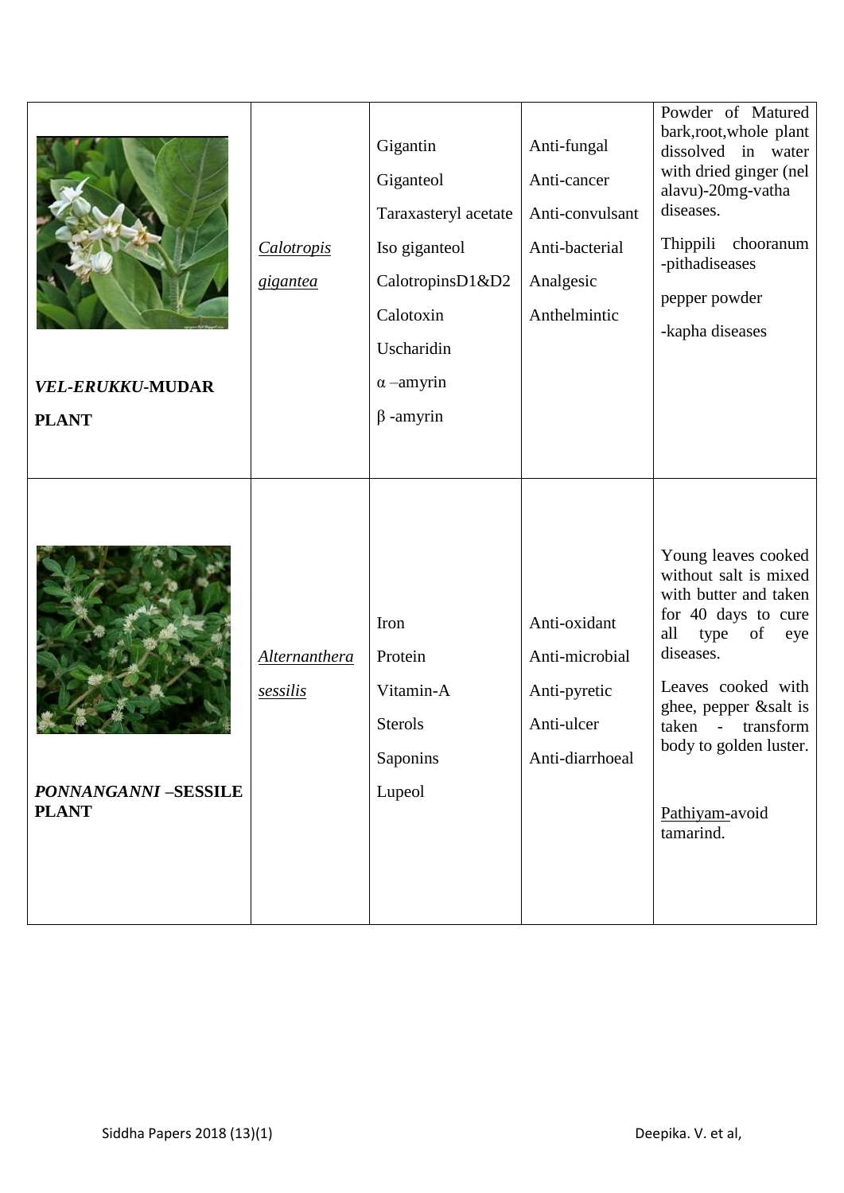| | | | | |
|---|---|---|---|---|
| ***VEL-ERUKKU*-MUDAR PLANT** | *Calotropis gigantea* | Gigantin<br>Giganteol<br>Taraxasteryl acetate<br>Iso giganteol<br>CalotropinsD1&D2<br>Calotoxin<br>Uscharidin<br>α –amyrin<br>β -amyrin | Anti-fungal<br>Anti-cancer<br>Anti-convulsant<br>Anti-bacterial<br>Analgesic<br>Anthelmintic | Powder of Matured bark,root,whole plant dissolved in water with dried ginger (nel alavu)-20mg-vatha diseases.<br>Thippili chooranum -pithadiseases<br>pepper powder<br>-kapha diseases |
| ***PONNANGANNI* –SESSILE PLANT** | *Alternanthera sessilis* | Iron<br>Protein<br>Vitamin-A<br>Sterols<br>Saponins<br>Lupeol | Anti-oxidant<br>Anti-microbial<br>Anti-pyretic<br>Anti-ulcer<br>Anti-diarrhoeal | Young leaves cooked without salt is mixed with butter and taken for 40 days to cure all type of eye diseases.<br>Leaves cooked with ghee, pepper &salt is taken - transform body to golden luster.<br>Pathiyam-avoid tamarind. |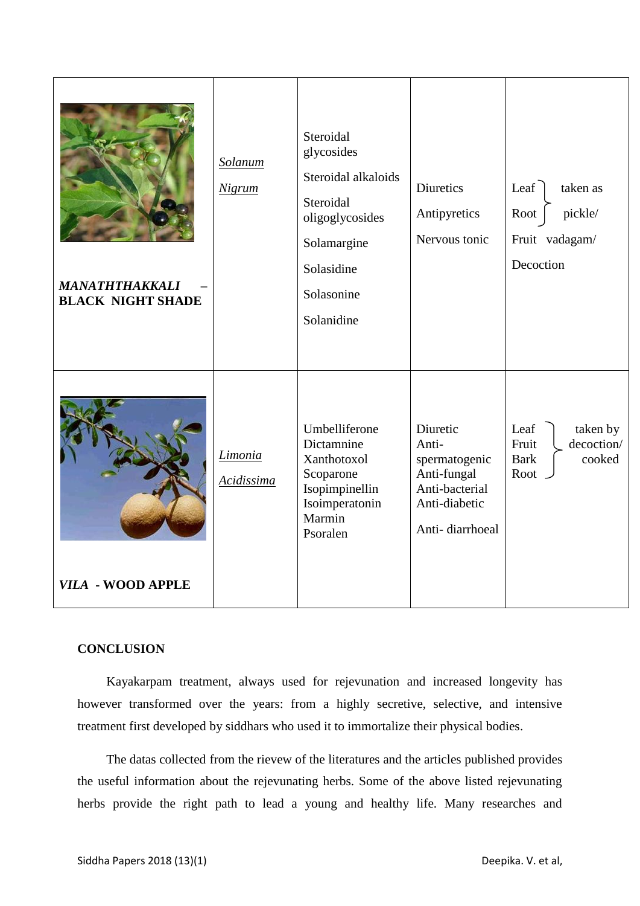| | | | | |
|---|---|---|---|---|
| ***MANATHTHAKKALI* – BLACK NIGHT SHADE** | *Solanum Nigrum* | Steroidal glycosides<br>Steroidal alkaloids<br>Steroidal oligoglycosides<br>Solamargine<br>Solasidine<br>Solasonine<br>Solanidine | Diuretics<br>Antipyretics<br>Nervous tonic | Leaf, Root } taken as pickle/<br>Fruit vadagam/<br>Decoction |
| ***VILA* - WOOD APPLE** | *Limonia Acidissima* | Umbelliferone<br>Dictamnine<br>Xanthotoxol<br>Scoparone<br>Isopimpinellin<br>Isoimperatonin<br>Marmin<br>Psoralen | Diuretic<br>Anti-spermatogenic<br>Anti-fungal<br>Anti-bacterial<br>Anti-diabetic<br>Anti- diarrhoeal | Leaf, Fruit, Bark, Root } taken by decoction/ cooked |

**CONCLUSION**

Kayakarpam treatment, always used for rejevunation and increased longevity has however transformed over the years: from a highly secretive, selective, and intensive treatment first developed by siddhars who used it to immortalize their physical bodies.

The datas collected from the rievew of the literatures and the articles published provides the useful information about the rejevunating herbs. Some of the above listed rejevunating herbs provide the right path to lead a young and healthy life. Many researches and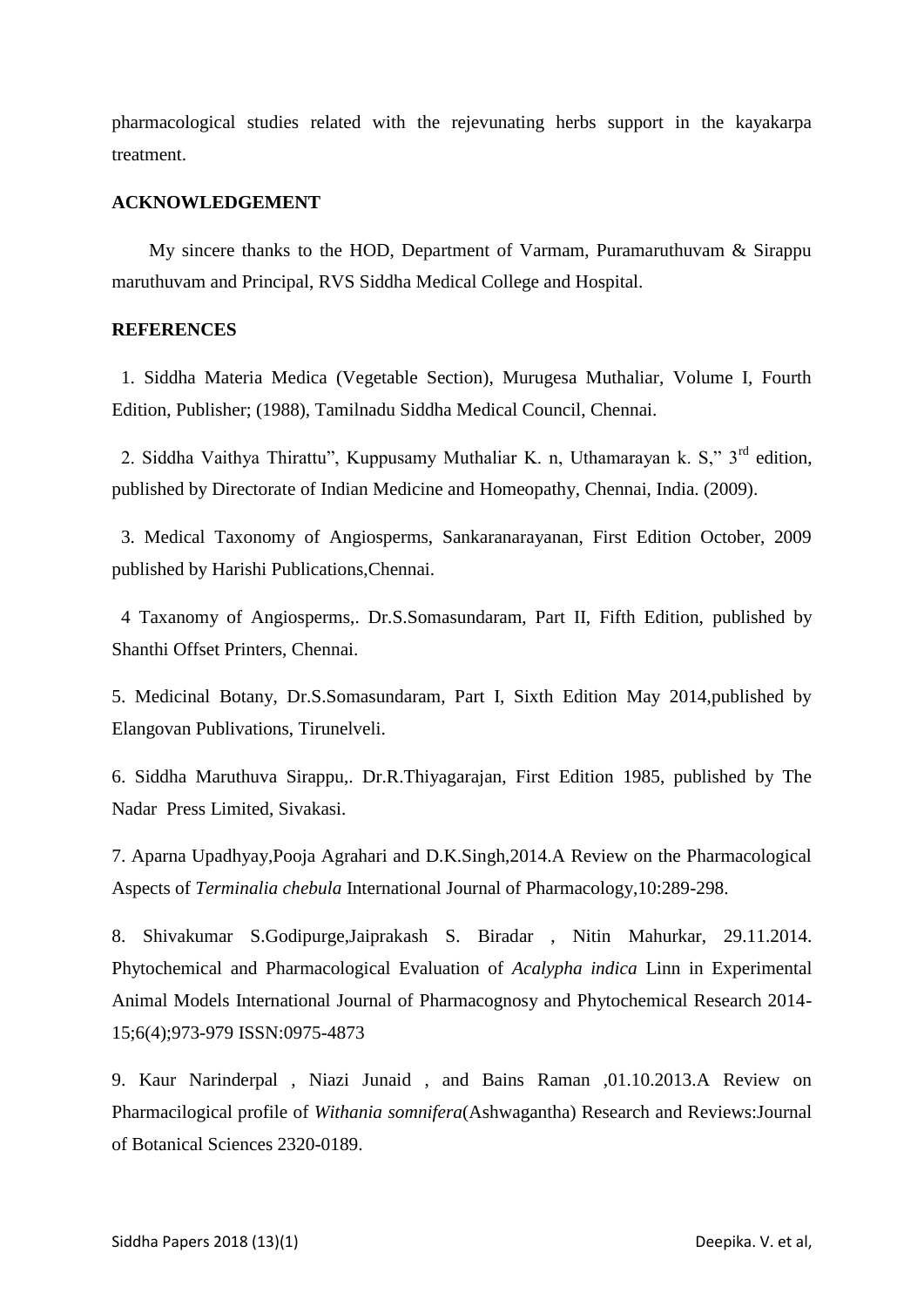pharmacological studies related with the rejevunating herbs support in the kayakarpa treatment.

## ACKNOWLEDGEMENT

My sincere thanks to the HOD, Department of Varmam, Puramaruthuvam & Sirappu maruthuvam and Principal, RVS Siddha Medical College and Hospital.

## REFERENCES

1. Siddha Materia Medica (Vegetable Section), Murugesa Muthaliar, Volume I, Fourth Edition, Publisher; (1988), Tamilnadu Siddha Medical Council, Chennai.

2. Siddha Vaithya Thirattu", Kuppusamy Muthaliar K. n, Uthamarayan k. S," 3rd edition, published by Directorate of Indian Medicine and Homeopathy, Chennai, India. (2009).

3. Medical Taxonomy of Angiosperms, Sankaranarayanan, First Edition October, 2009 published by Harishi Publications,Chennai.

4 Taxanomy of Angiosperms,. Dr.S.Somasundaram, Part II, Fifth Edition, published by Shanthi Offset Printers, Chennai.

5. Medicinal Botany, Dr.S.Somasundaram, Part I, Sixth Edition May 2014,published by Elangovan Publivations, Tirunelveli.

6. Siddha Maruthuva Sirappu,. Dr.R.Thiyagarajan, First Edition 1985, published by The Nadar Press Limited, Sivakasi.

7. Aparna Upadhyay,Pooja Agrahari and D.K.Singh,2014.A Review on the Pharmacological Aspects of *Terminalia chebula* International Journal of Pharmacology,10:289-298.

8. Shivakumar S.Godipurge,Jaiprakash S. Biradar , Nitin Mahurkar, 29.11.2014. Phytochemical and Pharmacological Evaluation of *Acalypha indica* Linn in Experimental Animal Models International Journal of Pharmacognosy and Phytochemical Research 2014-15;6(4);973-979 ISSN:0975-4873

9. Kaur Narinderpal , Niazi Junaid , and Bains Raman ,01.10.2013.A Review on Pharmacilogical profile of *Withania somnifera*(Ashwagantha) Research and Reviews:Journal of Botanical Sciences 2320-0189.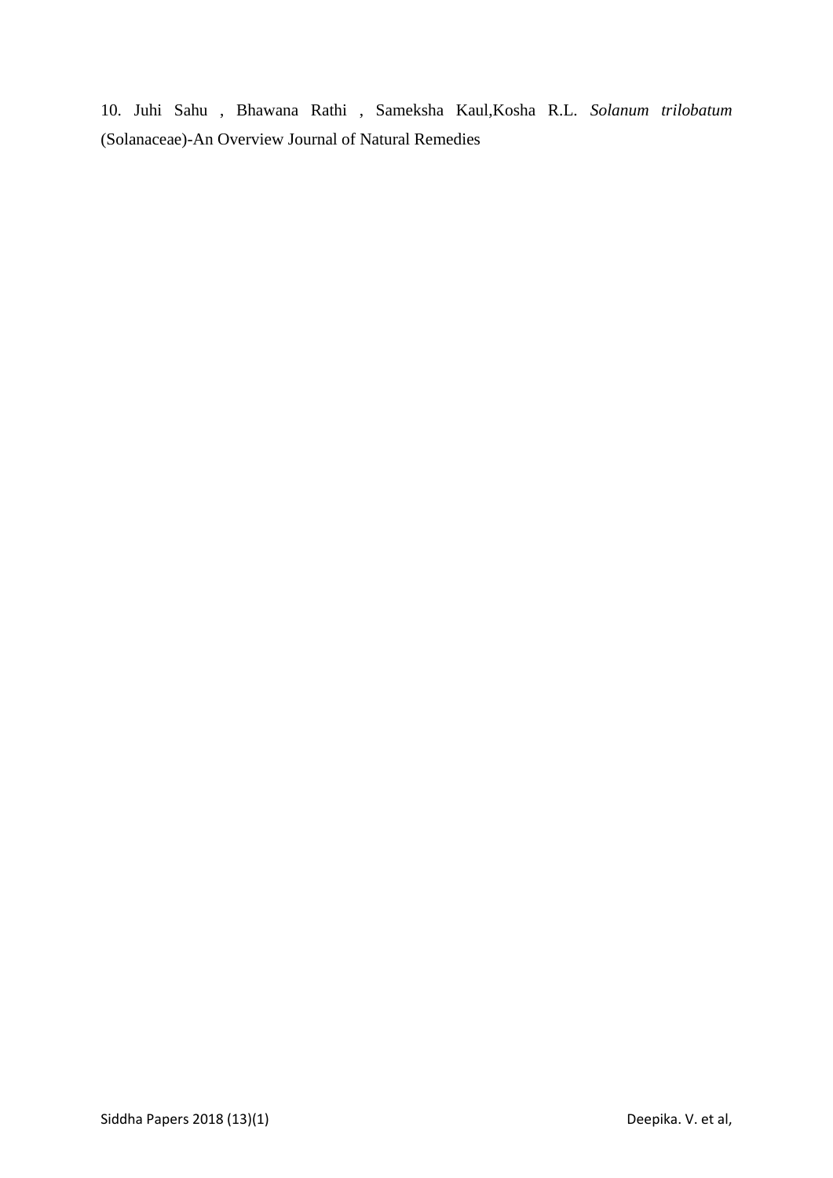10. Juhi Sahu , Bhawana Rathi , Sameksha Kaul,Kosha R.L. *Solanum trilobatum* (Solanaceae)-An Overview Journal of Natural Remedies